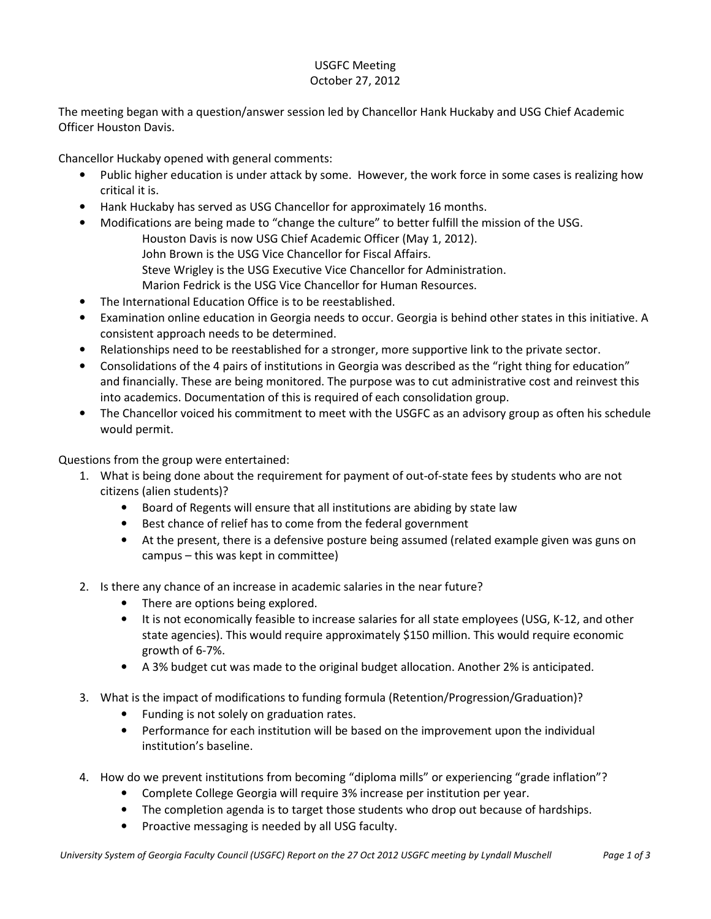# USGFC Meeting
## October 27, 2012

The meeting began with a question/answer session led by Chancellor Hank Huckaby and USG Chief Academic Officer Houston Davis.

Chancellor Huckaby opened with general comments:

- Public higher education is under attack by some. However, the work force in some cases is realizing how critical it is.
- Hank Huckaby has served as USG Chancellor for approximately 16 months.
- Modifications are being made to "change the culture" to better fulfill the mission of the USG.
  - Houston Davis is now USG Chief Academic Officer (May 1, 2012).
  - John Brown is the USG Vice Chancellor for Fiscal Affairs.
  - Steve Wrigley is the USG Executive Vice Chancellor for Administration.
  - Marion Fedrick is the USG Vice Chancellor for Human Resources.
- The International Education Office is to be reestablished.
- Examination online education in Georgia needs to occur. Georgia is behind other states in this initiative. A consistent approach needs to be determined.
- Relationships need to be reestablished for a stronger, more supportive link to the private sector.
- Consolidations of the 4 pairs of institutions in Georgia was described as the "right thing for education" and financially. These are being monitored. The purpose was to cut administrative cost and reinvest this into academics. Documentation of this is required of each consolidation group.
- The Chancellor voiced his commitment to meet with the USGFC as an advisory group as often his schedule would permit.

Questions from the group were entertained:

1. What is being done about the requirement for payment of out-of-state fees by students who are not citizens (alien students)?
   - Board of Regents will ensure that all institutions are abiding by state law
   - Best chance of relief has to come from the federal government
   - At the present, there is a defensive posture being assumed (related example given was guns on campus – this was kept in committee)

2. Is there any chance of an increase in academic salaries in the near future?
   - There are options being explored.
   - It is not economically feasible to increase salaries for all state employees (USG, K-12, and other state agencies). This would require approximately $150 million. This would require economic growth of 6-7%.
   - A 3% budget cut was made to the original budget allocation. Another 2% is anticipated.

3. What is the impact of modifications to funding formula (Retention/Progression/Graduation)?
   - Funding is not solely on graduation rates.
   - Performance for each institution will be based on the improvement upon the individual institution's baseline.

4. How do we prevent institutions from becoming "diploma mills" or experiencing "grade inflation"?
   - Complete College Georgia will require 3% increase per institution per year.
   - The completion agenda is to target those students who drop out because of hardships.
   - Proactive messaging is needed by all USG faculty.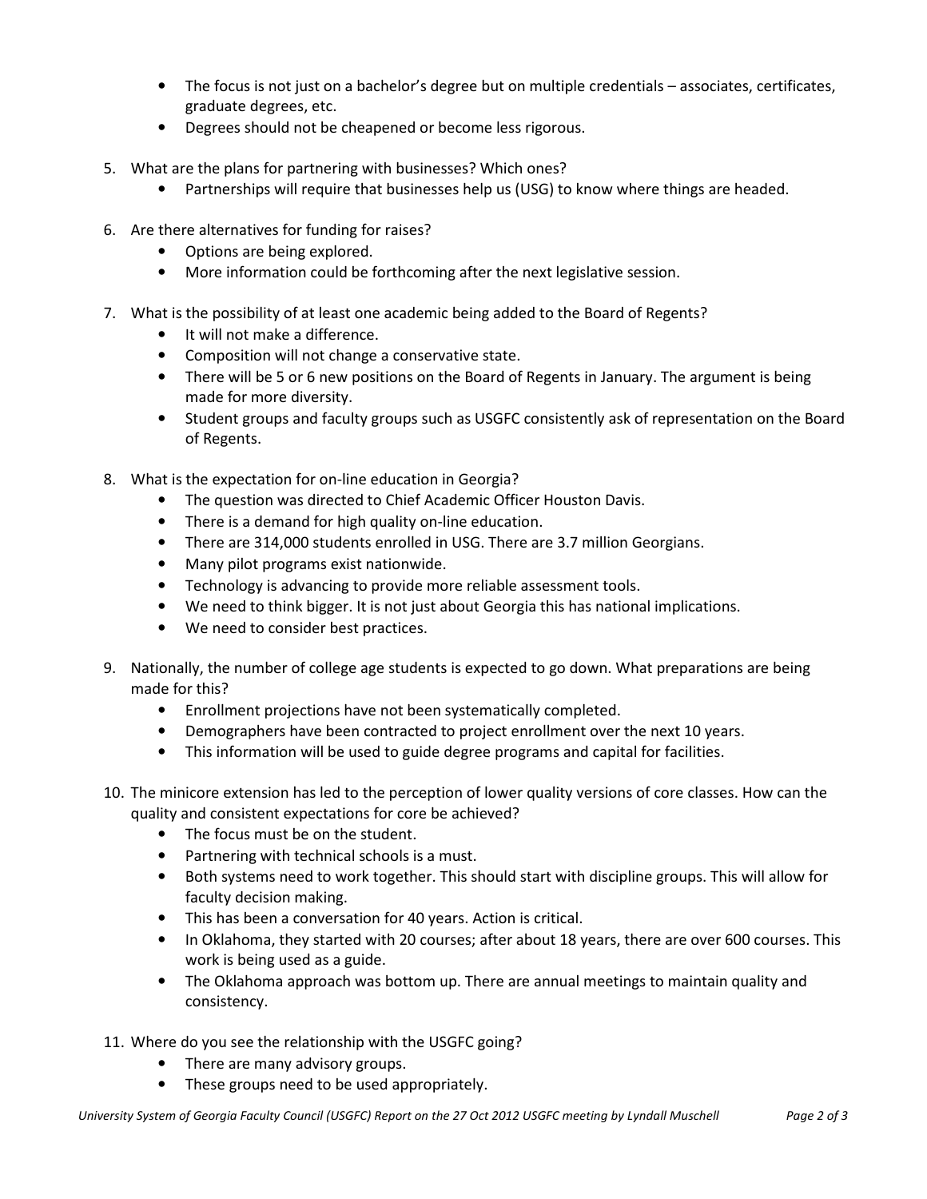- The focus is not just on a bachelor's degree but on multiple credentials – associates, certificates, graduate degrees, etc.
- Degrees should not be cheapened or become less rigorous.

5. What are the plans for partnering with businesses? Which ones?
    - Partnerships will require that businesses help us (USG) to know where things are headed.

6. Are there alternatives for funding for raises?
    - Options are being explored.
    - More information could be forthcoming after the next legislative session.

7. What is the possibility of at least one academic being added to the Board of Regents?
    - It will not make a difference.
    - Composition will not change a conservative state.
    - There will be 5 or 6 new positions on the Board of Regents in January. The argument is being made for more diversity.
    - Student groups and faculty groups such as USGFC consistently ask of representation on the Board of Regents.

8. What is the expectation for on-line education in Georgia?
    - The question was directed to Chief Academic Officer Houston Davis.
    - There is a demand for high quality on-line education.
    - There are 314,000 students enrolled in USG. There are 3.7 million Georgians.
    - Many pilot programs exist nationwide.
    - Technology is advancing to provide more reliable assessment tools.
    - We need to think bigger. It is not just about Georgia this has national implications.
    - We need to consider best practices.

9. Nationally, the number of college age students is expected to go down. What preparations are being made for this?
    - Enrollment projections have not been systematically completed.
    - Demographers have been contracted to project enrollment over the next 10 years.
    - This information will be used to guide degree programs and capital for facilities.

10. The minicore extension has led to the perception of lower quality versions of core classes. How can the quality and consistent expectations for core be achieved?
    - The focus must be on the student.
    - Partnering with technical schools is a must.
    - Both systems need to work together. This should start with discipline groups. This will allow for faculty decision making.
    - This has been a conversation for 40 years. Action is critical.
    - In Oklahoma, they started with 20 courses; after about 18 years, there are over 600 courses. This work is being used as a guide.
    - The Oklahoma approach was bottom up. There are annual meetings to maintain quality and consistency.

11. Where do you see the relationship with the USGFC going?
    - There are many advisory groups.
    - These groups need to be used appropriately.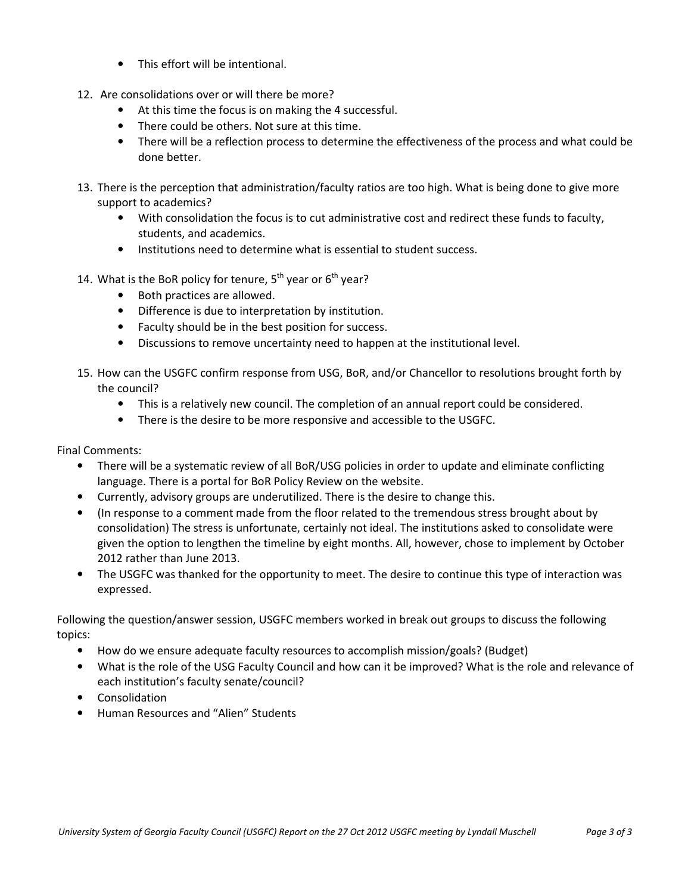- This effort will be intentional.

12. Are consolidations over or will there be more?
    - At this time the focus is on making the 4 successful.
    - There could be others. Not sure at this time.
    - There will be a reflection process to determine the effectiveness of the process and what could be done better.

13. There is the perception that administration/faculty ratios are too high. What is being done to give more support to academics?
    - With consolidation the focus is to cut administrative cost and redirect these funds to faculty, students, and academics.
    - Institutions need to determine what is essential to student success.

14. What is the BoR policy for tenure, 5th year or 6th year?
    - Both practices are allowed.
    - Difference is due to interpretation by institution.
    - Faculty should be in the best position for success.
    - Discussions to remove uncertainty need to happen at the institutional level.

15. How can the USGFC confirm response from USG, BoR, and/or Chancellor to resolutions brought forth by the council?
    - This is a relatively new council. The completion of an annual report could be considered.
    - There is the desire to be more responsive and accessible to the USGFC.

Final Comments:

- There will be a systematic review of all BoR/USG policies in order to update and eliminate conflicting language. There is a portal for BoR Policy Review on the website.
- Currently, advisory groups are underutilized. There is the desire to change this.
- (In response to a comment made from the floor related to the tremendous stress brought about by consolidation) The stress is unfortunate, certainly not ideal. The institutions asked to consolidate were given the option to lengthen the timeline by eight months. All, however, chose to implement by October 2012 rather than June 2013.
- The USGFC was thanked for the opportunity to meet. The desire to continue this type of interaction was expressed.

Following the question/answer session, USGFC members worked in break out groups to discuss the following topics:

- How do we ensure adequate faculty resources to accomplish mission/goals? (Budget)
- What is the role of the USG Faculty Council and how can it be improved? What is the role and relevance of each institution's faculty senate/council?
- Consolidation
- Human Resources and "Alien" Students